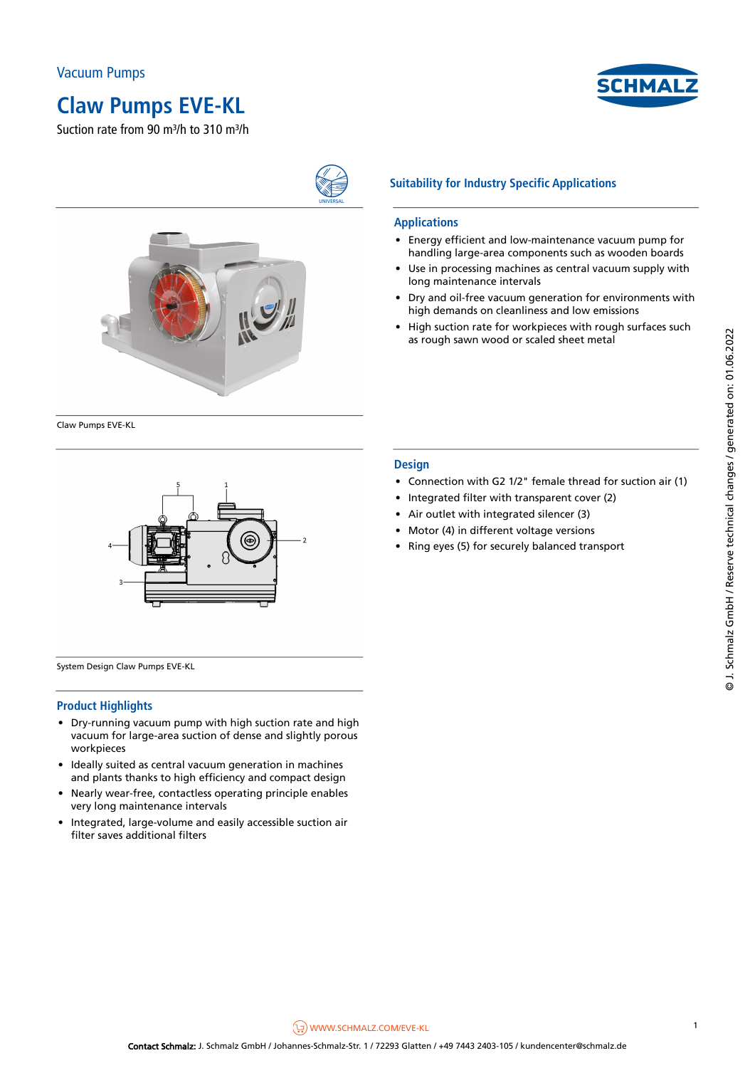Vacuum Pumps

# Claw Pumps EVE-KL

Suction rate from 90 m³/h to 310 m³/h

Claw Pumps EVE-KL

System Design Claw Pumps EVE-KL

## Product Highlights

- Dry-running vacuum pump with high suction rate and high vacuum for large-area suction of dense and slightly porous workpieces
- Ideally suited as central vacuum generation in machines and plants thanks to high efficiency and compact design
- Nearly wear-free, contactless operating principle enables very long maintenance intervals
- Integrated, large-volume and easily accessible suction air filter saves additional filters

## Suitability for Industry Specific Applications

### Applications

- Energy efficient and low-maintenance vacuum pump for handling large-area components such as wooden boards
- Use in processing machines as central vacuum supply with long maintenance intervals
- Dry and oil-free vacuum generation for environments with high demands on cleanliness and low emissions
- High suction rate for workpieces with rough surfaces such as rough sawn wood or scaled sheet metal

### Design

- Connection with G2 1/2" female thread for suction air (1)
- Integrated filter with transparent cover (2)
- Air outlet with integrated silencer (3)
- Motor (4) in different voltage versions
- Ring eyes (5) for securely balanced transport

© J. Schmalz GmbH / Reserve technical changes / generated on: 01.06.2022

WWW.SCHMALZ.COM/EVE-KL

**Contact Schmalz:** J. Schmalz GmbH / Johannes-Schmalz-Str. 1 / 72293 Glatten / +49 7443 2403-105 / kundencenter@schmalz.de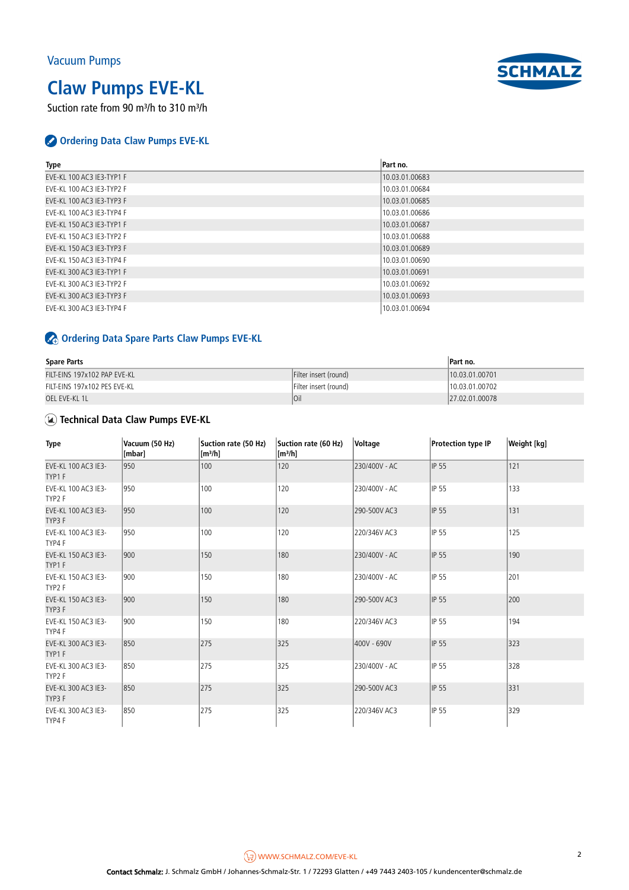Vacuum Pumps

# Claw Pumps EVE-KL

Suction rate from 90 m³/h to 310 m³/h

## Ordering Data Claw Pumps EVE-KL

| Type | Part no. |
|---|---|
| EVE-KL 100 AC3 IE3-TYP1 F | 10.03.01.00683 |
| EVE-KL 100 AC3 IE3-TYP2 F | 10.03.01.00684 |
| EVE-KL 100 AC3 IE3-TYP3 F | 10.03.01.00685 |
| EVE-KL 100 AC3 IE3-TYP4 F | 10.03.01.00686 |
| EVE-KL 150 AC3 IE3-TYP1 F | 10.03.01.00687 |
| EVE-KL 150 AC3 IE3-TYP2 F | 10.03.01.00688 |
| EVE-KL 150 AC3 IE3-TYP3 F | 10.03.01.00689 |
| EVE-KL 150 AC3 IE3-TYP4 F | 10.03.01.00690 |
| EVE-KL 300 AC3 IE3-TYP1 F | 10.03.01.00691 |
| EVE-KL 300 AC3 IE3-TYP2 F | 10.03.01.00692 |
| EVE-KL 300 AC3 IE3-TYP3 F | 10.03.01.00693 |
| EVE-KL 300 AC3 IE3-TYP4 F | 10.03.01.00694 |

## Ordering Data Spare Parts Claw Pumps EVE-KL

| Spare Parts | | Part no. |
|---|---|---|
| FILT-EINS 197x102 PAP EVE-KL | Filter insert (round) | 10.03.01.00701 |
| FILT-EINS 197x102 PES EVE-KL | Filter insert (round) | 10.03.01.00702 |
| OEL EVE-KL 1L | Oil | 27.02.01.00078 |

## Technical Data Claw Pumps EVE-KL

| Type | Vacuum (50 Hz) [mbar] | Suction rate (50 Hz) [m³/h] | Suction rate (60 Hz) [m³/h] | Voltage | Protection type IP | Weight [kg] |
|---|---|---|---|---|---|---|
| EVE-KL 100 AC3 IE3-TYP1 F | 950 | 100 | 120 | 230/400V - AC | IP 55 | 121 |
| EVE-KL 100 AC3 IE3-TYP2 F | 950 | 100 | 120 | 230/400V - AC | IP 55 | 133 |
| EVE-KL 100 AC3 IE3-TYP3 F | 950 | 100 | 120 | 290-500V AC3 | IP 55 | 131 |
| EVE-KL 100 AC3 IE3-TYP4 F | 950 | 100 | 120 | 220/346V AC3 | IP 55 | 125 |
| EVE-KL 150 AC3 IE3-TYP1 F | 900 | 150 | 180 | 230/400V - AC | IP 55 | 190 |
| EVE-KL 150 AC3 IE3-TYP2 F | 900 | 150 | 180 | 230/400V - AC | IP 55 | 201 |
| EVE-KL 150 AC3 IE3-TYP3 F | 900 | 150 | 180 | 290-500V AC3 | IP 55 | 200 |
| EVE-KL 150 AC3 IE3-TYP4 F | 900 | 150 | 180 | 220/346V AC3 | IP 55 | 194 |
| EVE-KL 300 AC3 IE3-TYP1 F | 850 | 275 | 325 | 400V - 690V | IP 55 | 323 |
| EVE-KL 300 AC3 IE3-TYP2 F | 850 | 275 | 325 | 230/400V - AC | IP 55 | 328 |
| EVE-KL 300 AC3 IE3-TYP3 F | 850 | 275 | 325 | 290-500V AC3 | IP 55 | 331 |
| EVE-KL 300 AC3 IE3-TYP4 F | 850 | 275 | 325 | 220/346V AC3 | IP 55 | 329 |

WWW.SCHMALZ.COM/EVE-KL

**Contact Schmalz:** J. Schmalz GmbH / Johannes-Schmalz-Str. 1 / 72293 Glatten / +49 7443 2403-105 / kundencenter@schmalz.de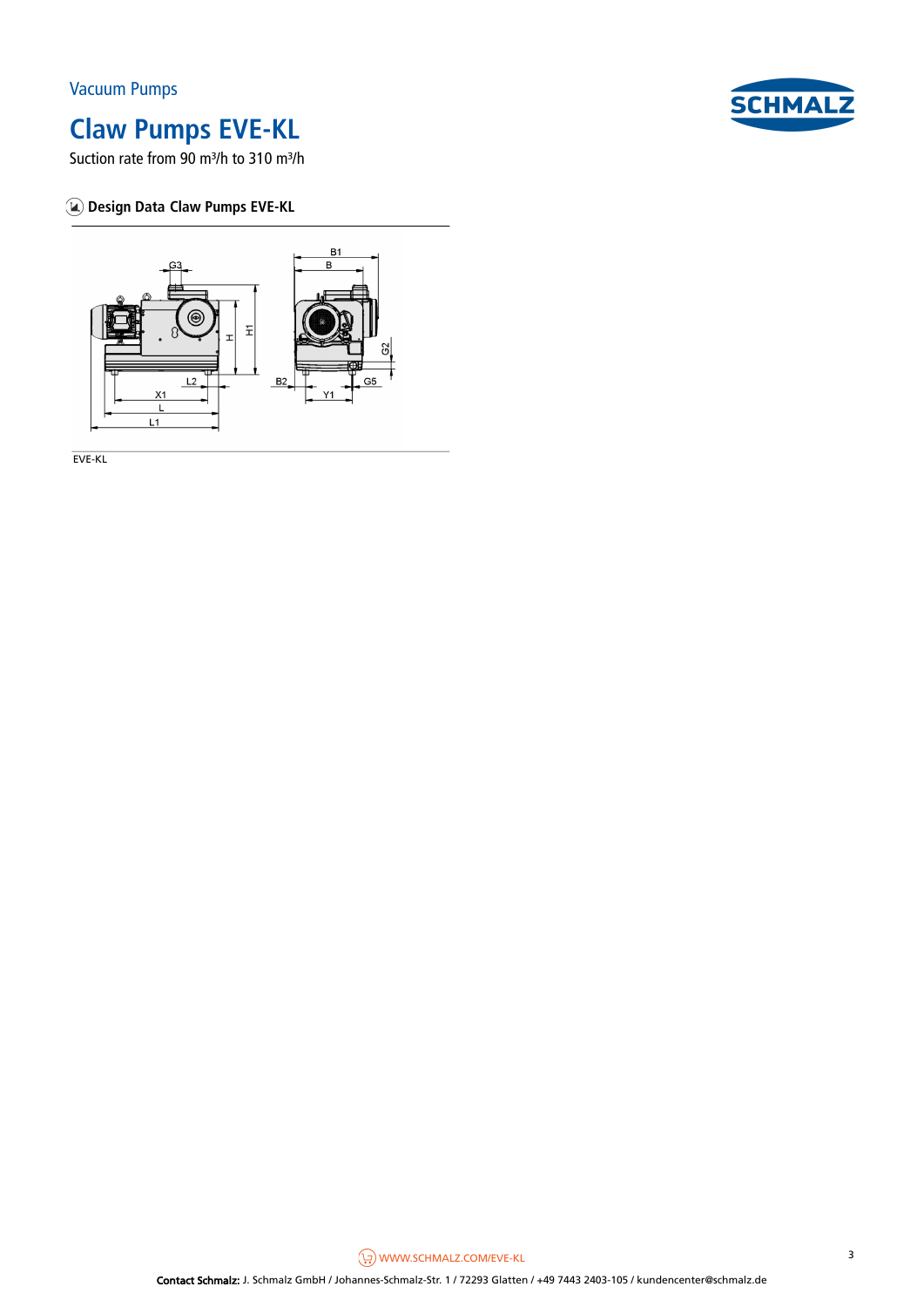Vacuum Pumps

# Claw Pumps EVE-KL

Suction rate from 90 m³/h to 310 m³/h

## Design Data Claw Pumps EVE-KL

EVE-KL

WWW.SCHMALZ.COM/EVE-KL

**Contact Schmalz:** J. Schmalz GmbH / Johannes-Schmalz-Str. 1 / 72293 Glatten / +49 7443 2403-105 / kundencenter@schmalz.de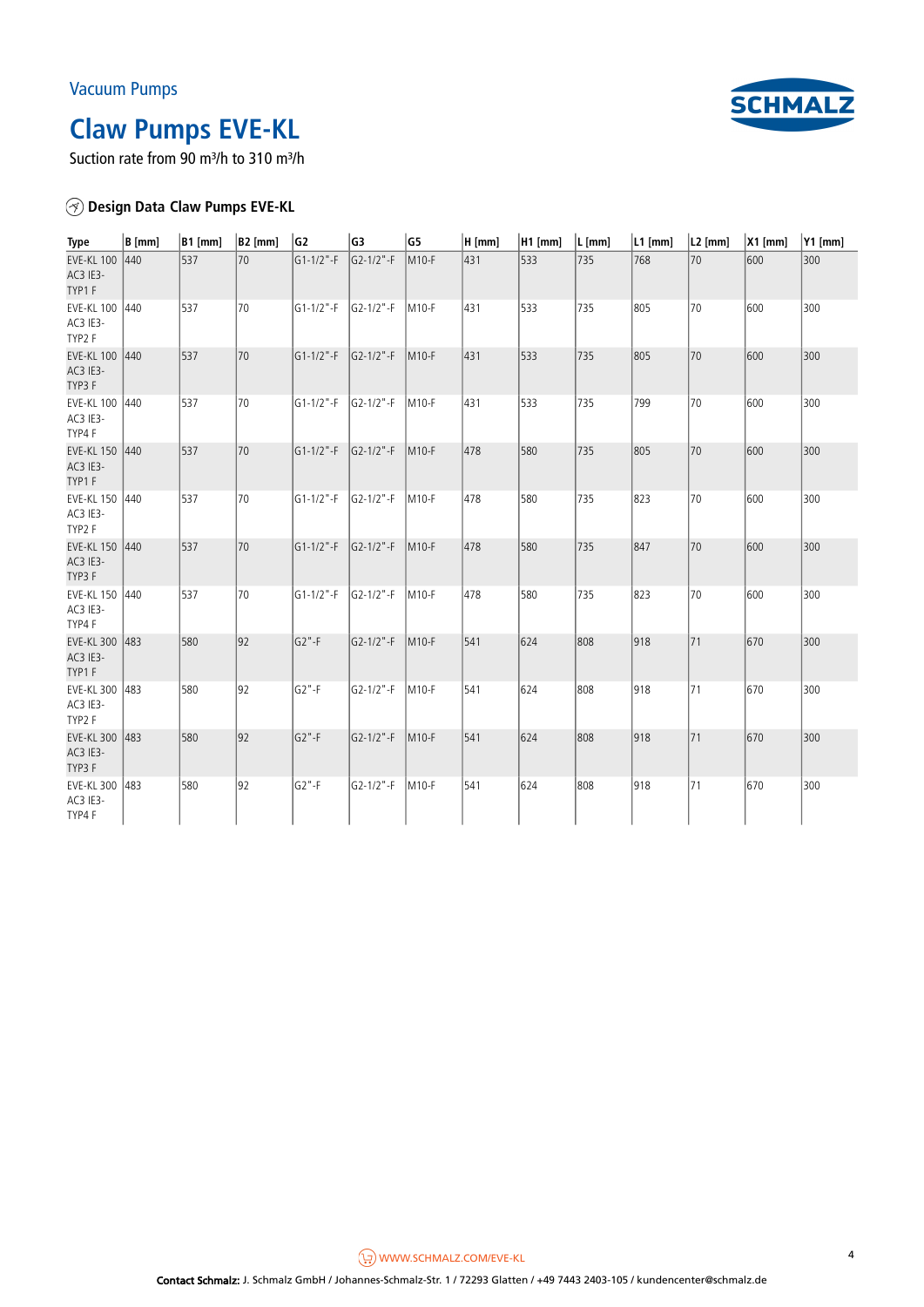Vacuum Pumps

# Claw Pumps EVE-KL

Suction rate from 90 m³/h to 310 m³/h

### Design Data Claw Pumps EVE-KL

| Type | B [mm] | B1 [mm] | B2 [mm] | G2 | G3 | G5 | H [mm] | H1 [mm] | L [mm] | L1 [mm] | L2 [mm] | X1 [mm] | Y1 [mm] |
|---|---|---|---|---|---|---|---|---|---|---|---|---|---|
| EVE-KL 100 AC3 IE3-TYP1 F | 440 | 537 | 70 | G1-1/2"-F | G2-1/2"-F | M10-F | 431 | 533 | 735 | 768 | 70 | 600 | 300 |
| EVE-KL 100 AC3 IE3-TYP2 F | 440 | 537 | 70 | G1-1/2"-F | G2-1/2"-F | M10-F | 431 | 533 | 735 | 805 | 70 | 600 | 300 |
| EVE-KL 100 AC3 IE3-TYP3 F | 440 | 537 | 70 | G1-1/2"-F | G2-1/2"-F | M10-F | 431 | 533 | 735 | 805 | 70 | 600 | 300 |
| EVE-KL 100 AC3 IE3-TYP4 F | 440 | 537 | 70 | G1-1/2"-F | G2-1/2"-F | M10-F | 431 | 533 | 735 | 799 | 70 | 600 | 300 |
| EVE-KL 150 AC3 IE3-TYP1 F | 440 | 537 | 70 | G1-1/2"-F | G2-1/2"-F | M10-F | 478 | 580 | 735 | 805 | 70 | 600 | 300 |
| EVE-KL 150 AC3 IE3-TYP2 F | 440 | 537 | 70 | G1-1/2"-F | G2-1/2"-F | M10-F | 478 | 580 | 735 | 823 | 70 | 600 | 300 |
| EVE-KL 150 AC3 IE3-TYP3 F | 440 | 537 | 70 | G1-1/2"-F | G2-1/2"-F | M10-F | 478 | 580 | 735 | 847 | 70 | 600 | 300 |
| EVE-KL 150 AC3 IE3-TYP4 F | 440 | 537 | 70 | G1-1/2"-F | G2-1/2"-F | M10-F | 478 | 580 | 735 | 823 | 70 | 600 | 300 |
| EVE-KL 300 AC3 IE3-TYP1 F | 483 | 580 | 92 | G2"-F | G2-1/2"-F | M10-F | 541 | 624 | 808 | 918 | 71 | 670 | 300 |
| EVE-KL 300 AC3 IE3-TYP2 F | 483 | 580 | 92 | G2"-F | G2-1/2"-F | M10-F | 541 | 624 | 808 | 918 | 71 | 670 | 300 |
| EVE-KL 300 AC3 IE3-TYP3 F | 483 | 580 | 92 | G2"-F | G2-1/2"-F | M10-F | 541 | 624 | 808 | 918 | 71 | 670 | 300 |
| EVE-KL 300 AC3 IE3-TYP4 F | 483 | 580 | 92 | G2"-F | G2-1/2"-F | M10-F | 541 | 624 | 808 | 918 | 71 | 670 | 300 |

WWW.SCHMALZ.COM/EVE-KL

**Contact Schmalz:** J. Schmalz GmbH / Johannes-Schmalz-Str. 1 / 72293 Glatten / +49 7443 2403-105 / kundencenter@schmalz.de